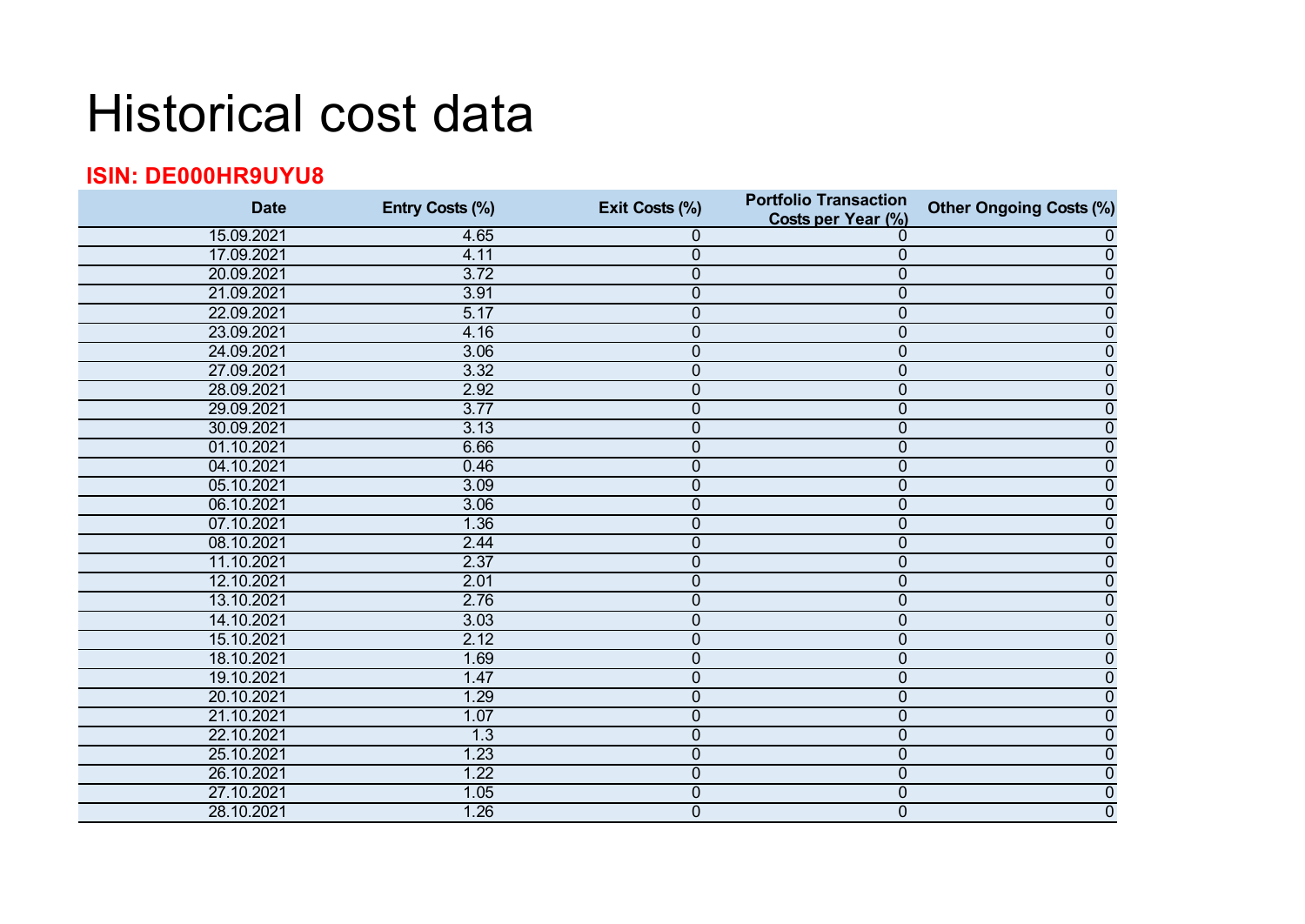# Historical cost data

**ISIN: DE000HR9UYU8**

| Date | Entry Costs (%) | Exit Costs (%) | Portfolio Transaction Costs per Year (%) | Other Ongoing Costs (%) |
|---|---|---|---|---|
| 15.09.2021 | 4.65 | 0 | 0 | 0 |
| 17.09.2021 | 4.11 | 0 | 0 | 0 |
| 20.09.2021 | 3.72 | 0 | 0 | 0 |
| 21.09.2021 | 3.91 | 0 | 0 | 0 |
| 22.09.2021 | 5.17 | 0 | 0 | 0 |
| 23.09.2021 | 4.16 | 0 | 0 | 0 |
| 24.09.2021 | 3.06 | 0 | 0 | 0 |
| 27.09.2021 | 3.32 | 0 | 0 | 0 |
| 28.09.2021 | 2.92 | 0 | 0 | 0 |
| 29.09.2021 | 3.77 | 0 | 0 | 0 |
| 30.09.2021 | 3.13 | 0 | 0 | 0 |
| 01.10.2021 | 6.66 | 0 | 0 | 0 |
| 04.10.2021 | 0.46 | 0 | 0 | 0 |
| 05.10.2021 | 3.09 | 0 | 0 | 0 |
| 06.10.2021 | 3.06 | 0 | 0 | 0 |
| 07.10.2021 | 1.36 | 0 | 0 | 0 |
| 08.10.2021 | 2.44 | 0 | 0 | 0 |
| 11.10.2021 | 2.37 | 0 | 0 | 0 |
| 12.10.2021 | 2.01 | 0 | 0 | 0 |
| 13.10.2021 | 2.76 | 0 | 0 | 0 |
| 14.10.2021 | 3.03 | 0 | 0 | 0 |
| 15.10.2021 | 2.12 | 0 | 0 | 0 |
| 18.10.2021 | 1.69 | 0 | 0 | 0 |
| 19.10.2021 | 1.47 | 0 | 0 | 0 |
| 20.10.2021 | 1.29 | 0 | 0 | 0 |
| 21.10.2021 | 1.07 | 0 | 0 | 0 |
| 22.10.2021 | 1.3 | 0 | 0 | 0 |
| 25.10.2021 | 1.23 | 0 | 0 | 0 |
| 26.10.2021 | 1.22 | 0 | 0 | 0 |
| 27.10.2021 | 1.05 | 0 | 0 | 0 |
| 28.10.2021 | 1.26 | 0 | 0 | 0 |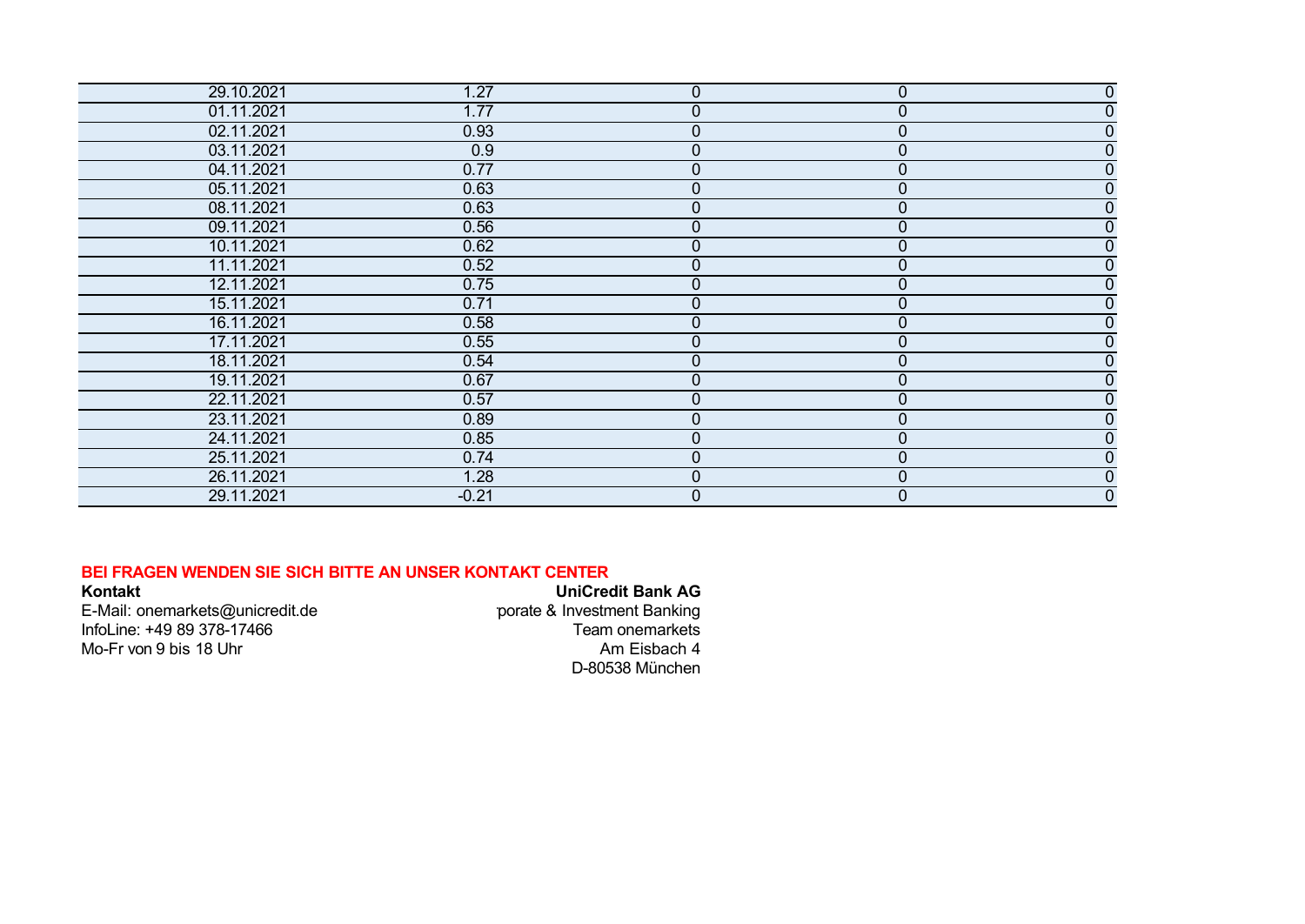| | | | | |
|---|---|---|---|---|
| 29.10.2021 | 1.27 | 0 | 0 | 0 |
| 01.11.2021 | 1.77 | 0 | 0 | 0 |
| 02.11.2021 | 0.93 | 0 | 0 | 0 |
| 03.11.2021 | 0.9 | 0 | 0 | 0 |
| 04.11.2021 | 0.77 | 0 | 0 | 0 |
| 05.11.2021 | 0.63 | 0 | 0 | 0 |
| 08.11.2021 | 0.63 | 0 | 0 | 0 |
| 09.11.2021 | 0.56 | 0 | 0 | 0 |
| 10.11.2021 | 0.62 | 0 | 0 | 0 |
| 11.11.2021 | 0.52 | 0 | 0 | 0 |
| 12.11.2021 | 0.75 | 0 | 0 | 0 |
| 15.11.2021 | 0.71 | 0 | 0 | 0 |
| 16.11.2021 | 0.58 | 0 | 0 | 0 |
| 17.11.2021 | 0.55 | 0 | 0 | 0 |
| 18.11.2021 | 0.54 | 0 | 0 | 0 |
| 19.11.2021 | 0.67 | 0 | 0 | 0 |
| 22.11.2021 | 0.57 | 0 | 0 | 0 |
| 23.11.2021 | 0.89 | 0 | 0 | 0 |
| 24.11.2021 | 0.85 | 0 | 0 | 0 |
| 25.11.2021 | 0.74 | 0 | 0 | 0 |
| 26.11.2021 | 1.28 | 0 | 0 | 0 |
| 29.11.2021 | -0.21 | 0 | 0 | 0 |

**BEI FRAGEN WENDEN SIE SICH BITTE AN UNSER KONTAKT CENTER**

**Kontakt**
E-Mail: onemarkets@unicredit.de
InfoLine: +49 89 378-17466
Mo-Fr von 9 bis 18 Uhr

**UniCredit Bank AG**
porate & Investment Banking
Team onemarkets
Am Eisbach 4
D-80538 München